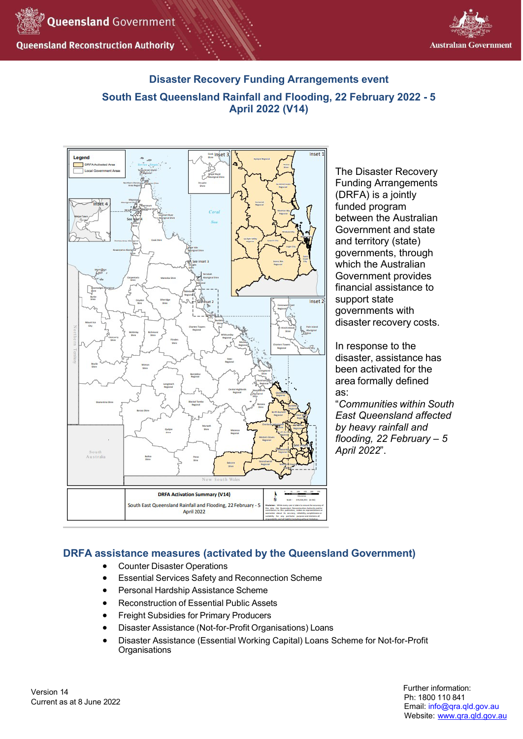# Disaster Recovery Funding Arrangements event

## South East Queensland Rainfall and Flooding, 22 February 2022 - 5 April 2022 (V14)

The Disaster Recovery Funding Arrangements (DRFA) is a jointly funded program between the Australian Government and state and territory (state) governments, through which the Australian Government provides financial assistance to support state governments with disaster recovery costs.

In response to the disaster, assistance has been activated for the area formally defined as:

"*Communities within South East Queensland affected by heavy rainfall and flooding, 22 February – 5 April 2022*".

## DRFA assistance measures (activated by the Queensland Government)

- Counter Disaster Operations
- Essential Services Safety and Reconnection Scheme
- Personal Hardship Assistance Scheme
- Reconstruction of Essential Public Assets
- Freight Subsidies for Primary Producers
- Disaster Assistance (Not-for-Profit Organisations) Loans
- Disaster Assistance (Essential Working Capital) Loans Scheme for Not-for-Profit Organisations

Version 14
Current as at 8 June 2022

Further information:
Ph: 1800 110 841
Email: info@qra.qld.gov.au
Website: www.qra.qld.gov.au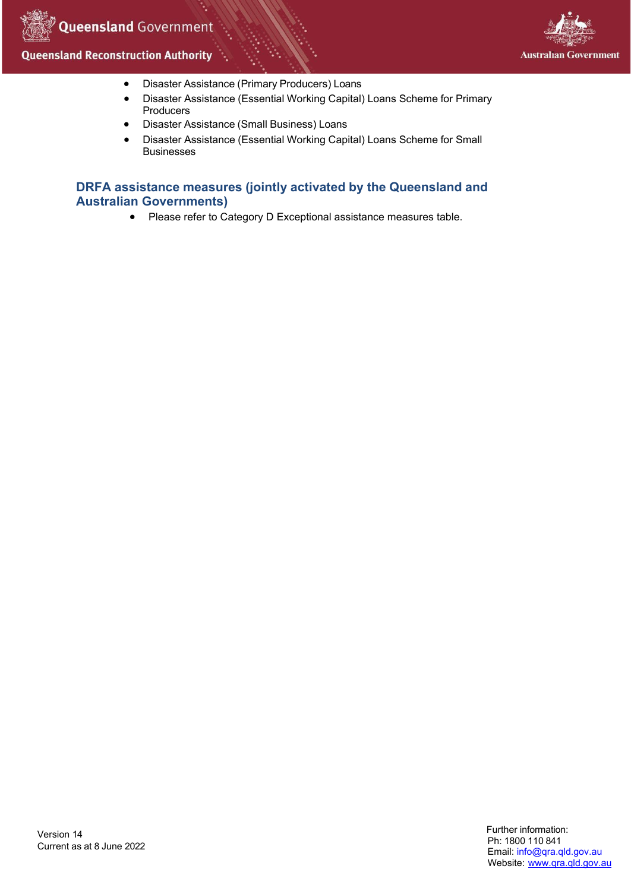- Disaster Assistance (Primary Producers) Loans
- Disaster Assistance (Essential Working Capital) Loans Scheme for Primary Producers
- Disaster Assistance (Small Business) Loans
- Disaster Assistance (Essential Working Capital) Loans Scheme for Small Businesses

## DRFA assistance measures (jointly activated by the Queensland and Australian Governments)

- Please refer to Category D Exceptional assistance measures table.

Version 14
Current as at 8 June 2022

Further information:
Ph: 1800 110 841
Email: info@qra.qld.gov.au
Website: www.qra.qld.gov.au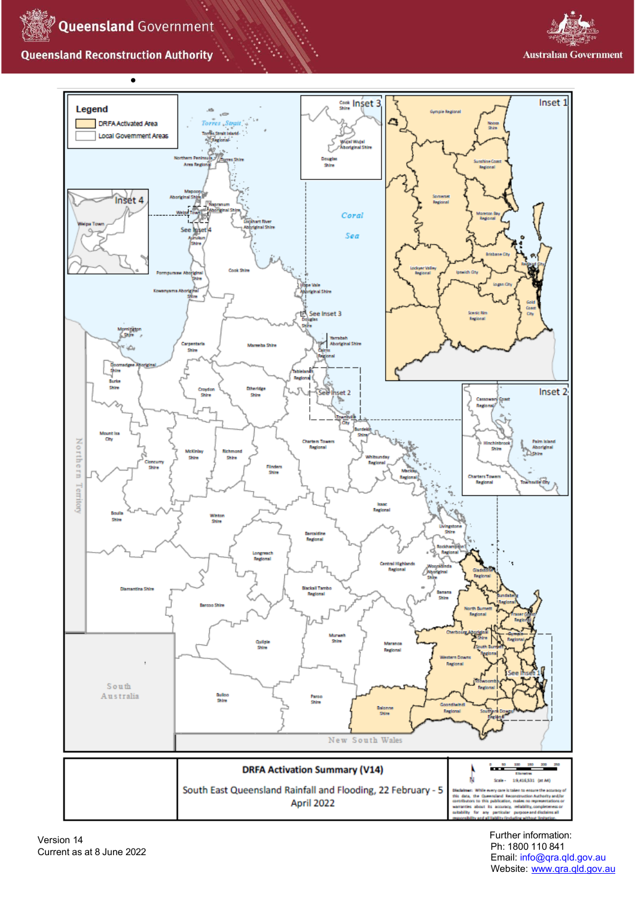**Legend**

- DRFA Activated Area
- Local Government Areas

**DRFA Activation Summary (V14)**

South East Queensland Rainfall and Flooding, 22 February - 5 April 2022

Version 14
Current as at 8 June 2022

Further information:
Ph: 1800 110 841
Email: info@qra.qld.gov.au
Website: www.qra.qld.gov.au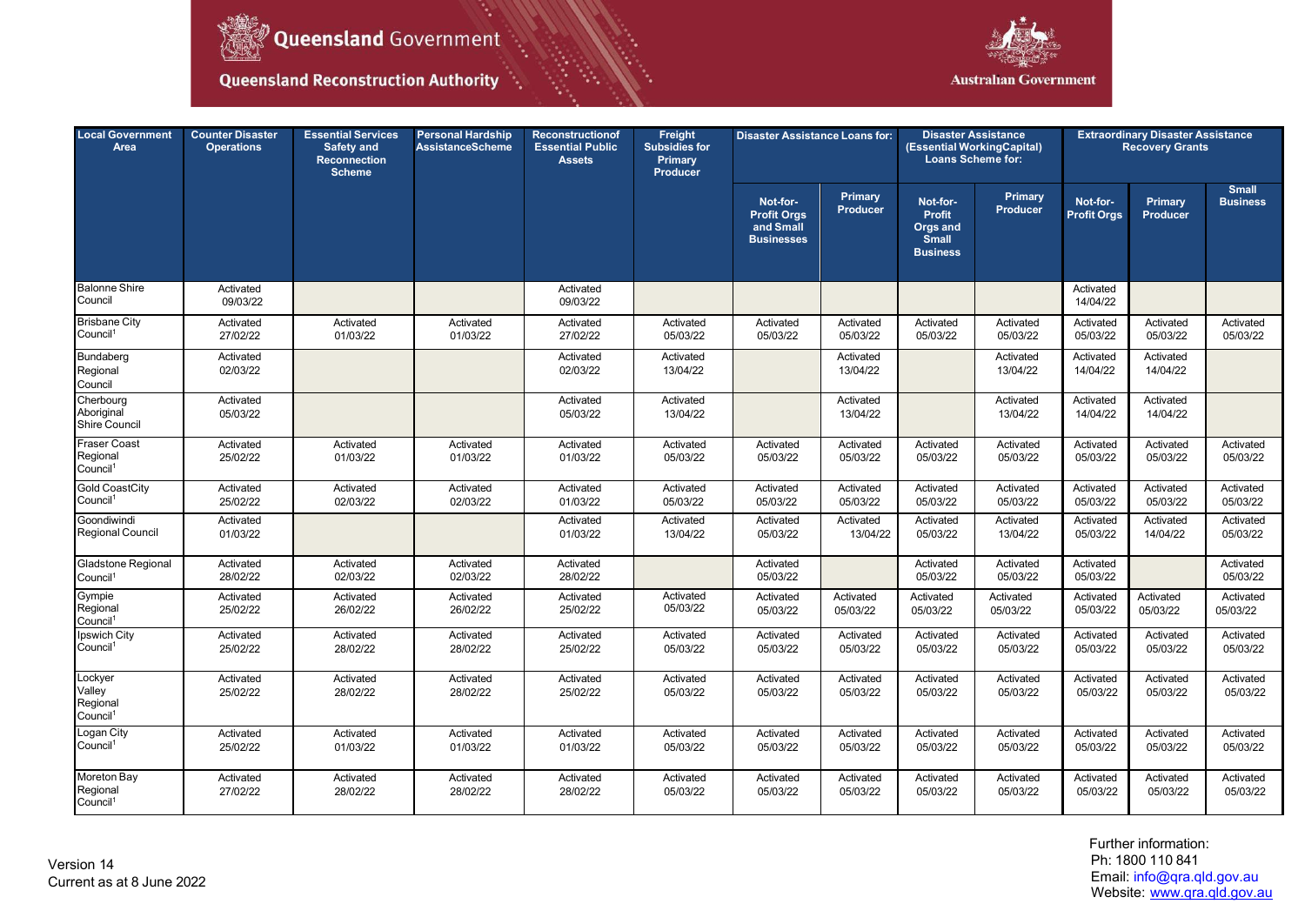| Local Government Area | Counter Disaster Operations | Essential Services Safety and Reconnection Scheme | Personal Hardship AssistanceScheme | Reconstructionof Essential Public Assets | Freight Subsidies for Primary Producer | Disaster Assistance Loans for: | | Disaster Assistance (Essential WorkingCapital) Loans Scheme for: | | Extraordinary Disaster Assistance Recovery Grants | | |
|---|---|---|---|---|---|---|---|---|---|---|---|---|
| | | | | | | Not-for-Profit Orgs and Small Businesses | Primary Producer | Not-for-Profit Orgs and Small Business | Primary Producer | Not-for-Profit Orgs | Primary Producer | Small Business |
| Balonne Shire Council | Activated 09/03/22 | | | Activated 09/03/22 | | | | | | Activated 14/04/22 | | |
| Brisbane City Council[1] | Activated 27/02/22 | Activated 01/03/22 | Activated 01/03/22 | Activated 27/02/22 | Activated 05/03/22 | Activated 05/03/22 | Activated 05/03/22 | Activated 05/03/22 | Activated 05/03/22 | Activated 05/03/22 | Activated 05/03/22 | Activated 05/03/22 |
| Bundaberg Regional Council | Activated 02/03/22 | | | Activated 02/03/22 | Activated 13/04/22 | | Activated 13/04/22 | | Activated 13/04/22 | Activated 14/04/22 | Activated 14/04/22 | |
| Cherbourg Aboriginal Shire Council | Activated 05/03/22 | | | Activated 05/03/22 | Activated 13/04/22 | | Activated 13/04/22 | | Activated 13/04/22 | Activated 14/04/22 | Activated 14/04/22 | |
| Fraser Coast Regional Council[1] | Activated 25/02/22 | Activated 01/03/22 | Activated 01/03/22 | Activated 01/03/22 | Activated 05/03/22 | Activated 05/03/22 | Activated 05/03/22 | Activated 05/03/22 | Activated 05/03/22 | Activated 05/03/22 | Activated 05/03/22 | Activated 05/03/22 |
| Gold CoastCity Council[1] | Activated 25/02/22 | Activated 02/03/22 | Activated 02/03/22 | Activated 01/03/22 | Activated 05/03/22 | Activated 05/03/22 | Activated 05/03/22 | Activated 05/03/22 | Activated 05/03/22 | Activated 05/03/22 | Activated 05/03/22 | Activated 05/03/22 |
| Goondiwindi Regional Council | Activated 01/03/22 | | | Activated 01/03/22 | Activated 13/04/22 | Activated 05/03/22 | Activated 13/04/22 | Activated 05/03/22 | Activated 13/04/22 | Activated 05/03/22 | Activated 14/04/22 | Activated 05/03/22 |
| Gladstone Regional Council[1] | Activated 28/02/22 | Activated 02/03/22 | Activated 02/03/22 | Activated 28/02/22 | | Activated 05/03/22 | | Activated 05/03/22 | Activated 05/03/22 | Activated 05/03/22 | | Activated 05/03/22 |
| Gympie Regional Council[1] | Activated 25/02/22 | Activated 26/02/22 | Activated 26/02/22 | Activated 25/02/22 | Activated 05/03/22 | Activated 05/03/22 | Activated 05/03/22 | Activated 05/03/22 | Activated 05/03/22 | Activated 05/03/22 | Activated 05/03/22 | Activated 05/03/22 |
| Ipswich City Council[1] | Activated 25/02/22 | Activated 28/02/22 | Activated 28/02/22 | Activated 25/02/22 | Activated 05/03/22 | Activated 05/03/22 | Activated 05/03/22 | Activated 05/03/22 | Activated 05/03/22 | Activated 05/03/22 | Activated 05/03/22 | Activated 05/03/22 |
| Lockyer Valley Regional Council[1] | Activated 25/02/22 | Activated 28/02/22 | Activated 28/02/22 | Activated 25/02/22 | Activated 05/03/22 | Activated 05/03/22 | Activated 05/03/22 | Activated 05/03/22 | Activated 05/03/22 | Activated 05/03/22 | Activated 05/03/22 | Activated 05/03/22 |
| Logan City Council[1] | Activated 25/02/22 | Activated 01/03/22 | Activated 01/03/22 | Activated 01/03/22 | Activated 05/03/22 | Activated 05/03/22 | Activated 05/03/22 | Activated 05/03/22 | Activated 05/03/22 | Activated 05/03/22 | Activated 05/03/22 | Activated 05/03/22 |
| Moreton Bay Regional Council[1] | Activated 27/02/22 | Activated 28/02/22 | Activated 28/02/22 | Activated 28/02/22 | Activated 05/03/22 | Activated 05/03/22 | Activated 05/03/22 | Activated 05/03/22 | Activated 05/03/22 | Activated 05/03/22 | Activated 05/03/22 | Activated 05/03/22 |

Version 14
Current as at 8 June 2022

Further information:
Ph: 1800 110 841
Email: info@qra.qld.gov.au
Website: www.qra.qld.gov.au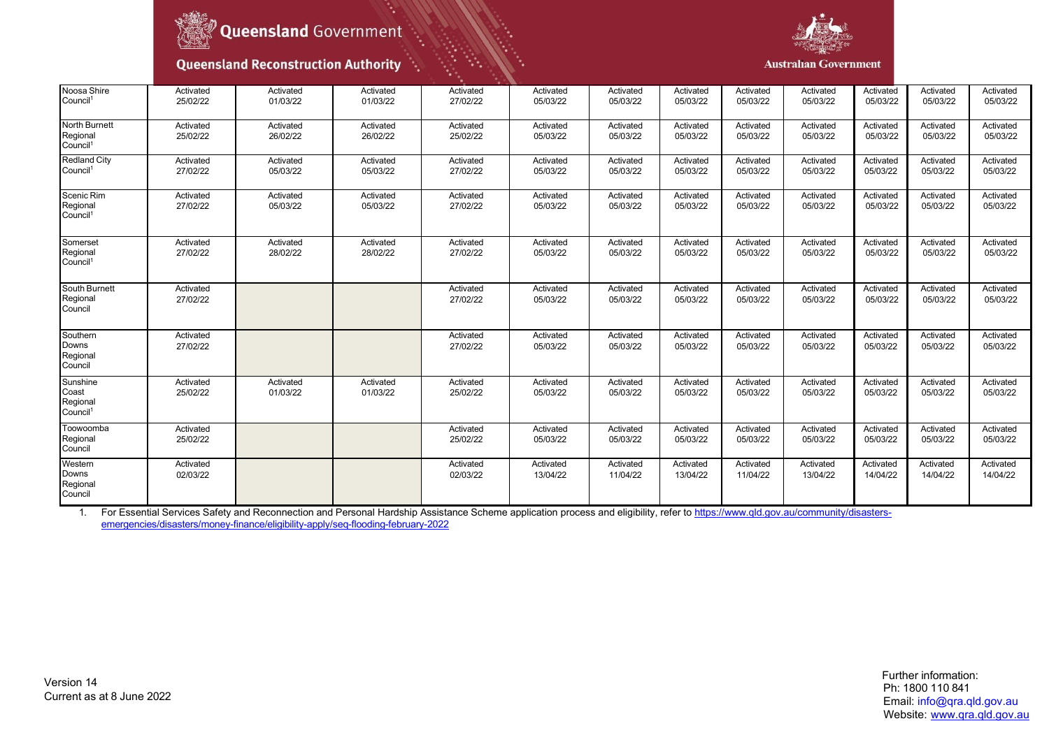| | | | | | | | | | | | | |
|---|---|---|---|---|---|---|---|---|---|---|---|---|
| Noosa Shire Council[1] | Activated 25/02/22 | Activated 01/03/22 | Activated 01/03/22 | Activated 27/02/22 | Activated 05/03/22 | Activated 05/03/22 | Activated 05/03/22 | Activated 05/03/22 | Activated 05/03/22 | Activated 05/03/22 | Activated 05/03/22 | Activated 05/03/22 |
| North Burnett Regional Council[1] | Activated 25/02/22 | Activated 26/02/22 | Activated 26/02/22 | Activated 25/02/22 | Activated 05/03/22 | Activated 05/03/22 | Activated 05/03/22 | Activated 05/03/22 | Activated 05/03/22 | Activated 05/03/22 | Activated 05/03/22 | Activated 05/03/22 |
| Redland City Council[1] | Activated 27/02/22 | Activated 05/03/22 | Activated 05/03/22 | Activated 27/02/22 | Activated 05/03/22 | Activated 05/03/22 | Activated 05/03/22 | Activated 05/03/22 | Activated 05/03/22 | Activated 05/03/22 | Activated 05/03/22 | Activated 05/03/22 |
| Scenic Rim Regional Council[1] | Activated 27/02/22 | Activated 05/03/22 | Activated 05/03/22 | Activated 27/02/22 | Activated 05/03/22 | Activated 05/03/22 | Activated 05/03/22 | Activated 05/03/22 | Activated 05/03/22 | Activated 05/03/22 | Activated 05/03/22 | Activated 05/03/22 |
| Somerset Regional Council[1] | Activated 27/02/22 | Activated 28/02/22 | Activated 28/02/22 | Activated 27/02/22 | Activated 05/03/22 | Activated 05/03/22 | Activated 05/03/22 | Activated 05/03/22 | Activated 05/03/22 | Activated 05/03/22 | Activated 05/03/22 | Activated 05/03/22 |
| South Burnett Regional Council | Activated 27/02/22 | | | Activated 27/02/22 | Activated 05/03/22 | Activated 05/03/22 | Activated 05/03/22 | Activated 05/03/22 | Activated 05/03/22 | Activated 05/03/22 | Activated 05/03/22 | Activated 05/03/22 |
| Southern Downs Regional Council | Activated 27/02/22 | | | Activated 27/02/22 | Activated 05/03/22 | Activated 05/03/22 | Activated 05/03/22 | Activated 05/03/22 | Activated 05/03/22 | Activated 05/03/22 | Activated 05/03/22 | Activated 05/03/22 |
| Sunshine Coast Regional Council[1] | Activated 25/02/22 | Activated 01/03/22 | Activated 01/03/22 | Activated 25/02/22 | Activated 05/03/22 | Activated 05/03/22 | Activated 05/03/22 | Activated 05/03/22 | Activated 05/03/22 | Activated 05/03/22 | Activated 05/03/22 | Activated 05/03/22 |
| Toowoomba Regional Council | Activated 25/02/22 | | | Activated 25/02/22 | Activated 05/03/22 | Activated 05/03/22 | Activated 05/03/22 | Activated 05/03/22 | Activated 05/03/22 | Activated 05/03/22 | Activated 05/03/22 | Activated 05/03/22 |
| Western Downs Regional Council | Activated 02/03/22 | | | Activated 02/03/22 | Activated 13/04/22 | Activated 11/04/22 | Activated 13/04/22 | Activated 11/04/22 | Activated 13/04/22 | Activated 14/04/22 | Activated 14/04/22 | Activated 14/04/22 |

1. For Essential Services Safety and Reconnection and Personal Hardship Assistance Scheme application process and eligibility, refer to https://www.qld.gov.au/community/disasters-emergencies/disasters/money-finance/eligibility-apply/seq-flooding-february-2022

Version 14
Current as at 8 June 2022

Further information:
Ph: 1800 110 841
Email: info@qra.qld.gov.au
Website: www.qra.qld.gov.au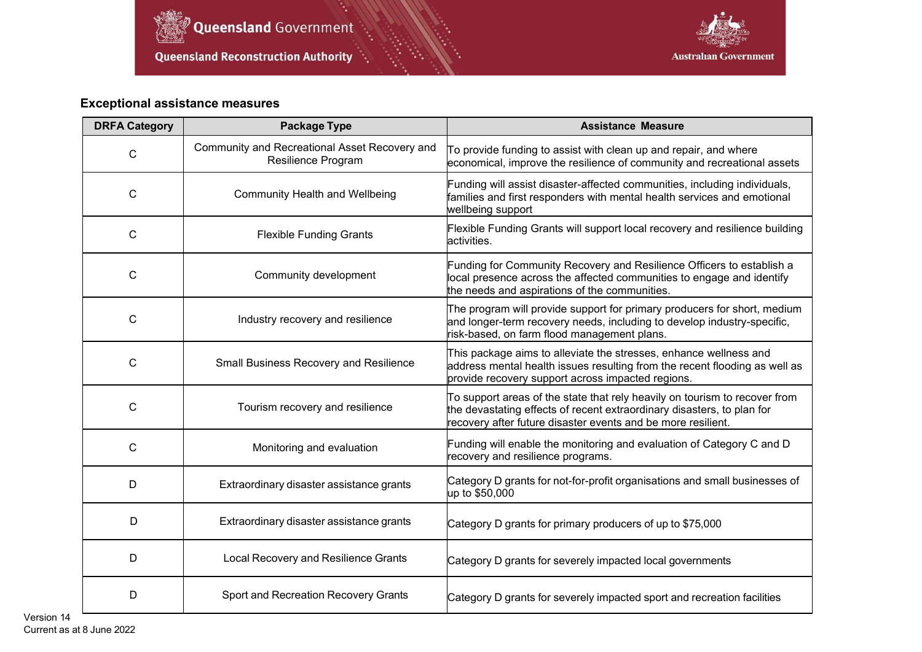### Exceptional assistance measures

| DRFA Category | Package Type | Assistance Measure |
|---|---|---|
| C | Community and Recreational Asset Recovery and Resilience Program | To provide funding to assist with clean up and repair, and where economical, improve the resilience of community and recreational assets |
| C | Community Health and Wellbeing | Funding will assist disaster-affected communities, including individuals, families and first responders with mental health services and emotional wellbeing support |
| C | Flexible Funding Grants | Flexible Funding Grants will support local recovery and resilience building activities. |
| C | Community development | Funding for Community Recovery and Resilience Officers to establish a local presence across the affected communities to engage and identify the needs and aspirations of the communities. |
| C | Industry recovery and resilience | The program will provide support for primary producers for short, medium and longer-term recovery needs, including to develop industry-specific, risk-based, on farm flood management plans. |
| C | Small Business Recovery and Resilience | This package aims to alleviate the stresses, enhance wellness and address mental health issues resulting from the recent flooding as well as provide recovery support across impacted regions. |
| C | Tourism recovery and resilience | To support areas of the state that rely heavily on tourism to recover from the devastating effects of recent extraordinary disasters, to plan for recovery after future disaster events and be more resilient. |
| C | Monitoring and evaluation | Funding will enable the monitoring and evaluation of Category C and D recovery and resilience programs. |
| D | Extraordinary disaster assistance grants | Category D grants for not-for-profit organisations and small businesses of up to $50,000 |
| D | Extraordinary disaster assistance grants | Category D grants for primary producers of up to $75,000 |
| D | Local Recovery and Resilience Grants | Category D grants for severely impacted local governments |
| D | Sport and Recreation Recovery Grants | Category D grants for severely impacted sport and recreation facilities |

Version 14
Current as at 8 June 2022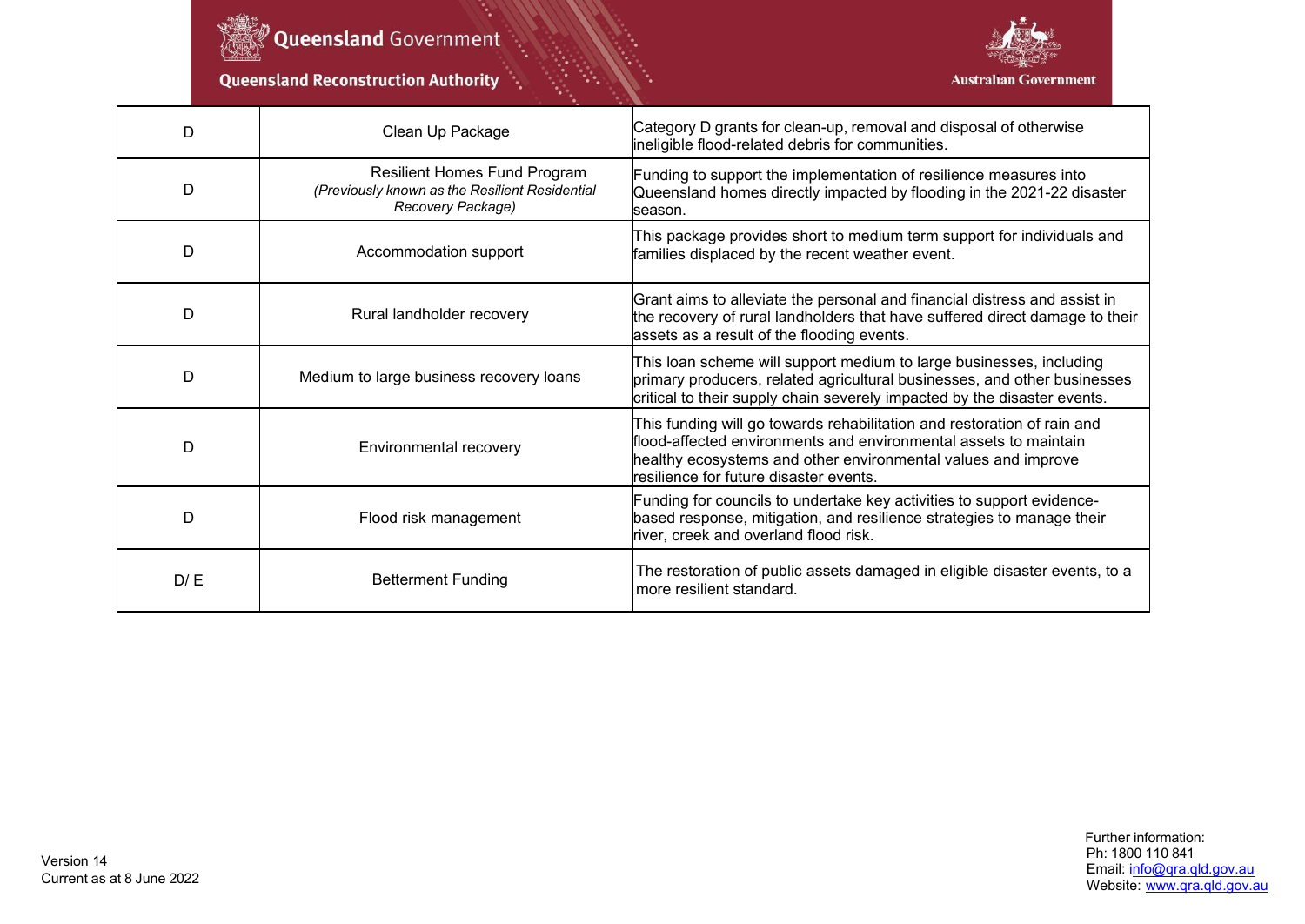| | | |
|---|---|---|
| D | Clean Up Package | Category D grants for clean-up, removal and disposal of otherwise ineligible flood-related debris for communities. |
| D | Resilient Homes Fund Program *(Previously known as the Resilient Residential Recovery Package)* | Funding to support the implementation of resilience measures into Queensland homes directly impacted by flooding in the 2021-22 disaster season. |
| D | Accommodation support | This package provides short to medium term support for individuals and families displaced by the recent weather event. |
| D | Rural landholder recovery | Grant aims to alleviate the personal and financial distress and assist in the recovery of rural landholders that have suffered direct damage to their assets as a result of the flooding events. |
| D | Medium to large business recovery loans | This loan scheme will support medium to large businesses, including primary producers, related agricultural businesses, and other businesses critical to their supply chain severely impacted by the disaster events. |
| D | Environmental recovery | This funding will go towards rehabilitation and restoration of rain and flood-affected environments and environmental assets to maintain healthy ecosystems and other environmental values and improve resilience for future disaster events. |
| D | Flood risk management | Funding for councils to undertake key activities to support evidence-based response, mitigation, and resilience strategies to manage their river, creek and overland flood risk. |
| D/ E | Betterment Funding | The restoration of public assets damaged in eligible disaster events, to a more resilient standard. |

Version 14
Current as at 8 June 2022

Further information:
Ph: 1800 110 841
Email: info@qra.qld.gov.au
Website: www.qra.qld.gov.au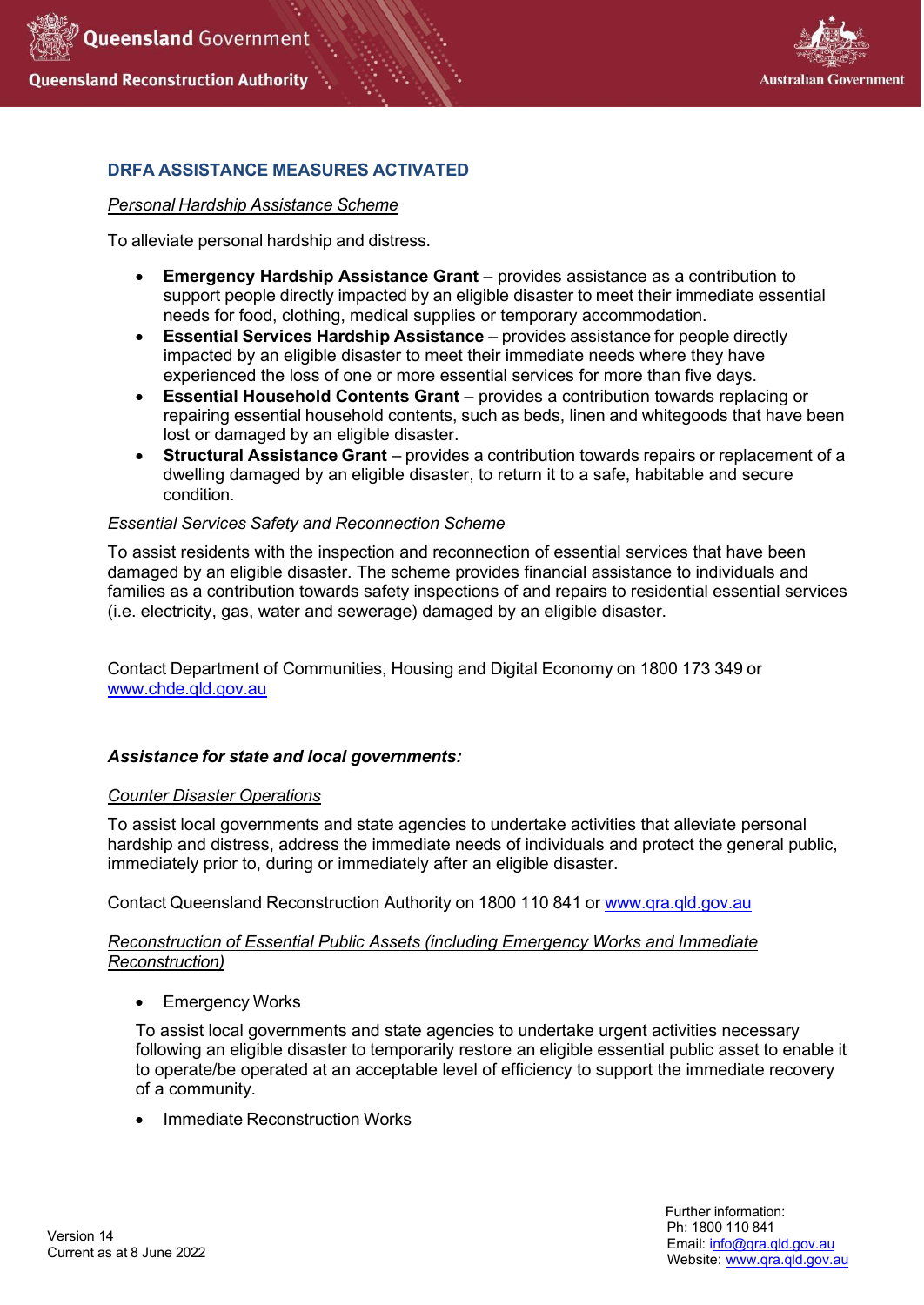## DRFA ASSISTANCE MEASURES ACTIVATED

*Personal Hardship Assistance Scheme*

To alleviate personal hardship and distress.

- **Emergency Hardship Assistance Grant** – provides assistance as a contribution to support people directly impacted by an eligible disaster to meet their immediate essential needs for food, clothing, medical supplies or temporary accommodation.
- **Essential Services Hardship Assistance** – provides assistance for people directly impacted by an eligible disaster to meet their immediate needs where they have experienced the loss of one or more essential services for more than five days.
- **Essential Household Contents Grant** – provides a contribution towards replacing or repairing essential household contents, such as beds, linen and whitegoods that have been lost or damaged by an eligible disaster.
- **Structural Assistance Grant** – provides a contribution towards repairs or replacement of a dwelling damaged by an eligible disaster, to return it to a safe, habitable and secure condition.

*Essential Services Safety and Reconnection Scheme*

To assist residents with the inspection and reconnection of essential services that have been damaged by an eligible disaster. The scheme provides financial assistance to individuals and families as a contribution towards safety inspections of and repairs to residential essential services (i.e. electricity, gas, water and sewerage) damaged by an eligible disaster.

Contact Department of Communities, Housing and Digital Economy on 1800 173 349 or www.chde.qld.gov.au

***Assistance for state and local governments:***

*Counter Disaster Operations*

To assist local governments and state agencies to undertake activities that alleviate personal hardship and distress, address the immediate needs of individuals and protect the general public, immediately prior to, during or immediately after an eligible disaster.

Contact Queensland Reconstruction Authority on 1800 110 841 or www.qra.qld.gov.au

*Reconstruction of Essential Public Assets (including Emergency Works and Immediate Reconstruction)*

- Emergency Works

  To assist local governments and state agencies to undertake urgent activities necessary following an eligible disaster to temporarily restore an eligible essential public asset to enable it to operate/be operated at an acceptable level of efficiency to support the immediate recovery of a community.

- Immediate Reconstruction Works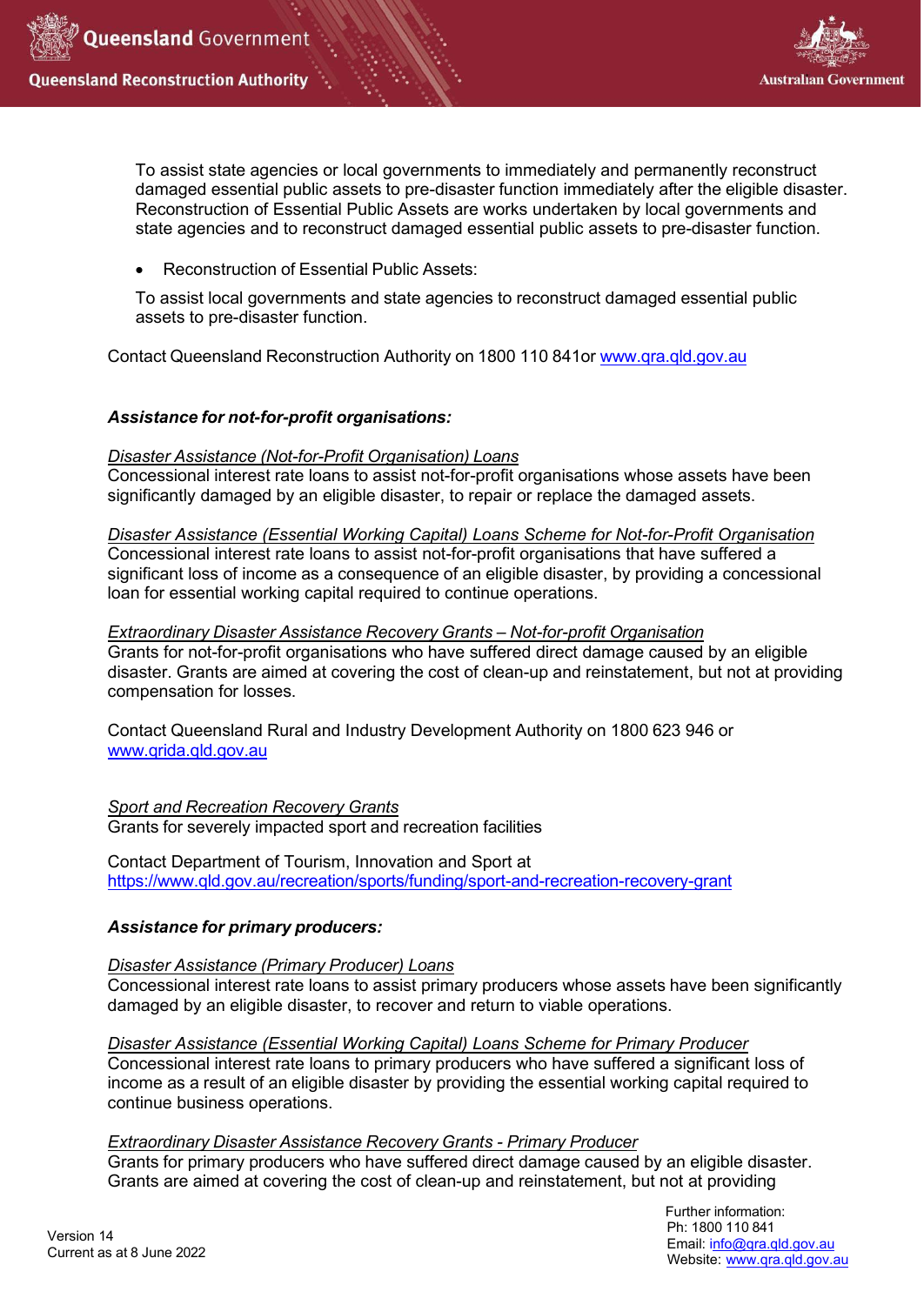To assist state agencies or local governments to immediately and permanently reconstruct damaged essential public assets to pre-disaster function immediately after the eligible disaster. Reconstruction of Essential Public Assets are works undertaken by local governments and state agencies and to reconstruct damaged essential public assets to pre-disaster function.

- Reconstruction of Essential Public Assets:

To assist local governments and state agencies to reconstruct damaged essential public assets to pre-disaster function.

Contact Queensland Reconstruction Authority on 1800 110 841or www.qra.qld.gov.au

***Assistance for not-for-profit organisations:***

*Disaster Assistance (Not-for-Profit Organisation) Loans*
Concessional interest rate loans to assist not-for-profit organisations whose assets have been significantly damaged by an eligible disaster, to repair or replace the damaged assets.

*Disaster Assistance (Essential Working Capital) Loans Scheme for Not-for-Profit Organisation*
Concessional interest rate loans to assist not-for-profit organisations that have suffered a significant loss of income as a consequence of an eligible disaster, by providing a concessional loan for essential working capital required to continue operations.

*Extraordinary Disaster Assistance Recovery Grants – Not-for-profit Organisation*
Grants for not-for-profit organisations who have suffered direct damage caused by an eligible disaster. Grants are aimed at covering the cost of clean-up and reinstatement, but not at providing compensation for losses.

Contact Queensland Rural and Industry Development Authority on 1800 623 946 or www.qrida.qld.gov.au

*Sport and Recreation Recovery Grants*
Grants for severely impacted sport and recreation facilities

Contact Department of Tourism, Innovation and Sport at https://www.qld.gov.au/recreation/sports/funding/sport-and-recreation-recovery-grant

***Assistance for primary producers:***

*Disaster Assistance (Primary Producer) Loans*
Concessional interest rate loans to assist primary producers whose assets have been significantly damaged by an eligible disaster, to recover and return to viable operations.

*Disaster Assistance (Essential Working Capital) Loans Scheme for Primary Producer*
Concessional interest rate loans to primary producers who have suffered a significant loss of income as a result of an eligible disaster by providing the essential working capital required to continue business operations.

*Extraordinary Disaster Assistance Recovery Grants - Primary Producer*
Grants for primary producers who have suffered direct damage caused by an eligible disaster. Grants are aimed at covering the cost of clean-up and reinstatement, but not at providing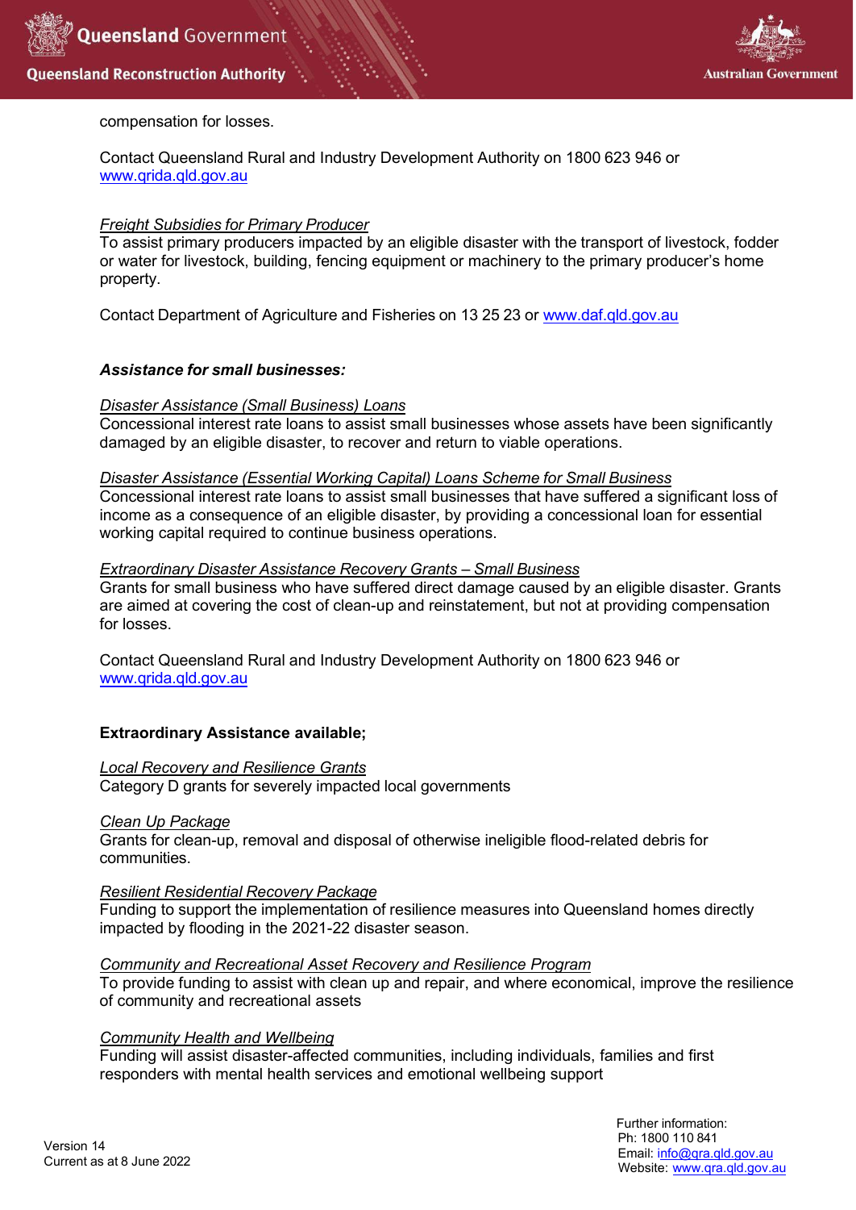compensation for losses.

Contact Queensland Rural and Industry Development Authority on 1800 623 946 or [www.qrida.qld.gov.au](http://www.qrida.qld.gov.au)

*Freight Subsidies for Primary Producer*
To assist primary producers impacted by an eligible disaster with the transport of livestock, fodder or water for livestock, building, fencing equipment or machinery to the primary producer's home property.

Contact Department of Agriculture and Fisheries on 13 25 23 or [www.daf.qld.gov.au](http://www.daf.qld.gov.au)

***Assistance for small businesses:***

*Disaster Assistance (Small Business) Loans*
Concessional interest rate loans to assist small businesses whose assets have been significantly damaged by an eligible disaster, to recover and return to viable operations.

*Disaster Assistance (Essential Working Capital) Loans Scheme for Small Business*
Concessional interest rate loans to assist small businesses that have suffered a significant loss of income as a consequence of an eligible disaster, by providing a concessional loan for essential working capital required to continue business operations.

*Extraordinary Disaster Assistance Recovery Grants – Small Business*
Grants for small business who have suffered direct damage caused by an eligible disaster. Grants are aimed at covering the cost of clean-up and reinstatement, but not at providing compensation for losses.

Contact Queensland Rural and Industry Development Authority on 1800 623 946 or [www.qrida.qld.gov.au](http://www.qrida.qld.gov.au)

**Extraordinary Assistance available;**

*Local Recovery and Resilience Grants*
Category D grants for severely impacted local governments

*Clean Up Package*
Grants for clean-up, removal and disposal of otherwise ineligible flood-related debris for communities.

*Resilient Residential Recovery Package*
Funding to support the implementation of resilience measures into Queensland homes directly impacted by flooding in the 2021-22 disaster season.

*Community and Recreational Asset Recovery and Resilience Program*
To provide funding to assist with clean up and repair, and where economical, improve the resilience of community and recreational assets

*Community Health and Wellbeing*
Funding will assist disaster-affected communities, including individuals, families and first responders with mental health services and emotional wellbeing support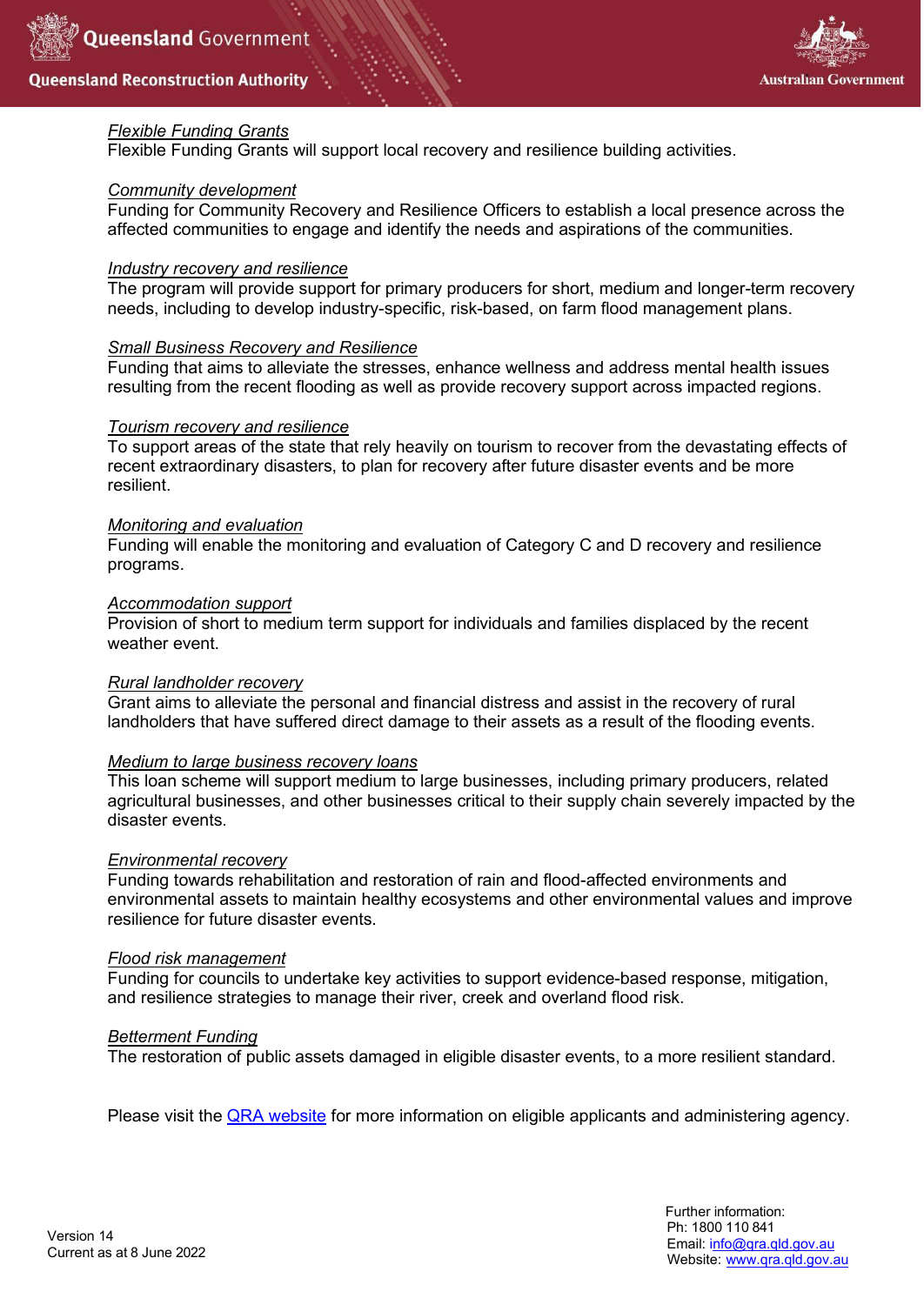*Flexible Funding Grants*

Flexible Funding Grants will support local recovery and resilience building activities.

*Community development*

Funding for Community Recovery and Resilience Officers to establish a local presence across the affected communities to engage and identify the needs and aspirations of the communities.

*Industry recovery and resilience*

The program will provide support for primary producers for short, medium and longer-term recovery needs, including to develop industry-specific, risk-based, on farm flood management plans.

*Small Business Recovery and Resilience*

Funding that aims to alleviate the stresses, enhance wellness and address mental health issues resulting from the recent flooding as well as provide recovery support across impacted regions.

*Tourism recovery and resilience*

To support areas of the state that rely heavily on tourism to recover from the devastating effects of recent extraordinary disasters, to plan for recovery after future disaster events and be more resilient.

*Monitoring and evaluation*

Funding will enable the monitoring and evaluation of Category C and D recovery and resilience programs.

*Accommodation support*

Provision of short to medium term support for individuals and families displaced by the recent weather event.

*Rural landholder recovery*

Grant aims to alleviate the personal and financial distress and assist in the recovery of rural landholders that have suffered direct damage to their assets as a result of the flooding events.

*Medium to large business recovery loans*

This loan scheme will support medium to large businesses, including primary producers, related agricultural businesses, and other businesses critical to their supply chain severely impacted by the disaster events.

*Environmental recovery*

Funding towards rehabilitation and restoration of rain and flood-affected environments and environmental assets to maintain healthy ecosystems and other environmental values and improve resilience for future disaster events.

*Flood risk management*

Funding for councils to undertake key activities to support evidence-based response, mitigation, and resilience strategies to manage their river, creek and overland flood risk.

*Betterment Funding*

The restoration of public assets damaged in eligible disaster events, to a more resilient standard.

Please visit the QRA website for more information on eligible applicants and administering agency.

Version 14
Current as at 8 June 2022

Further information:
Ph: 1800 110 841
Email: info@qra.qld.gov.au
Website: www.qra.qld.gov.au